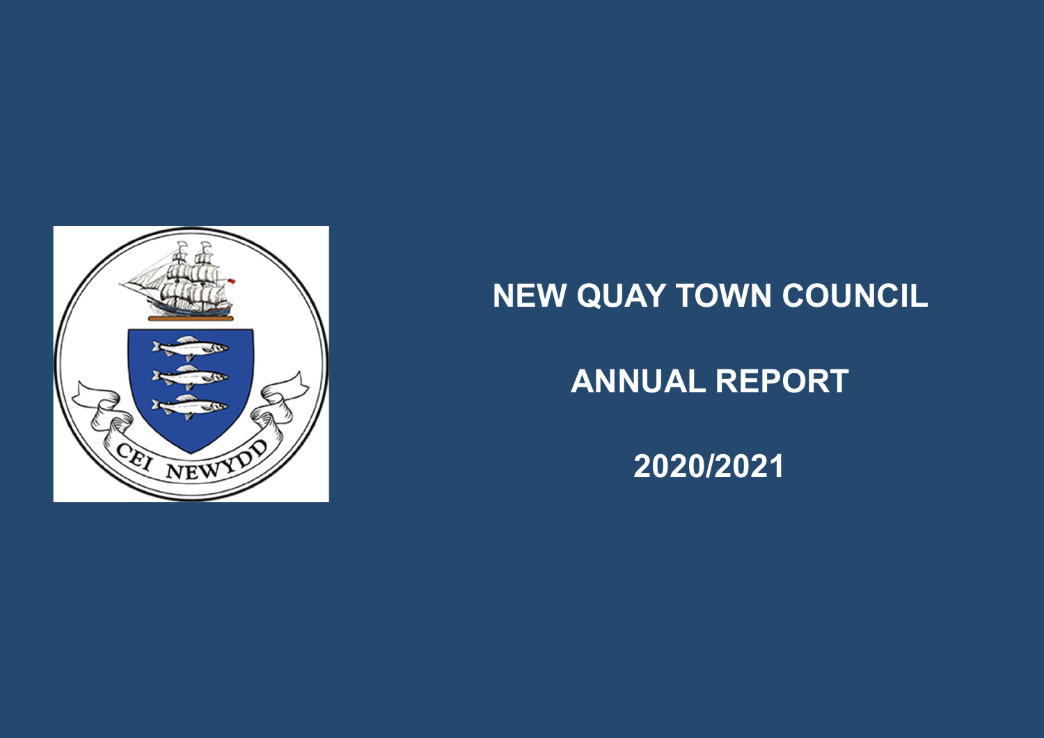# NEW QUAY TOWN COUNCIL

# ANNUAL REPORT

# 2020/2021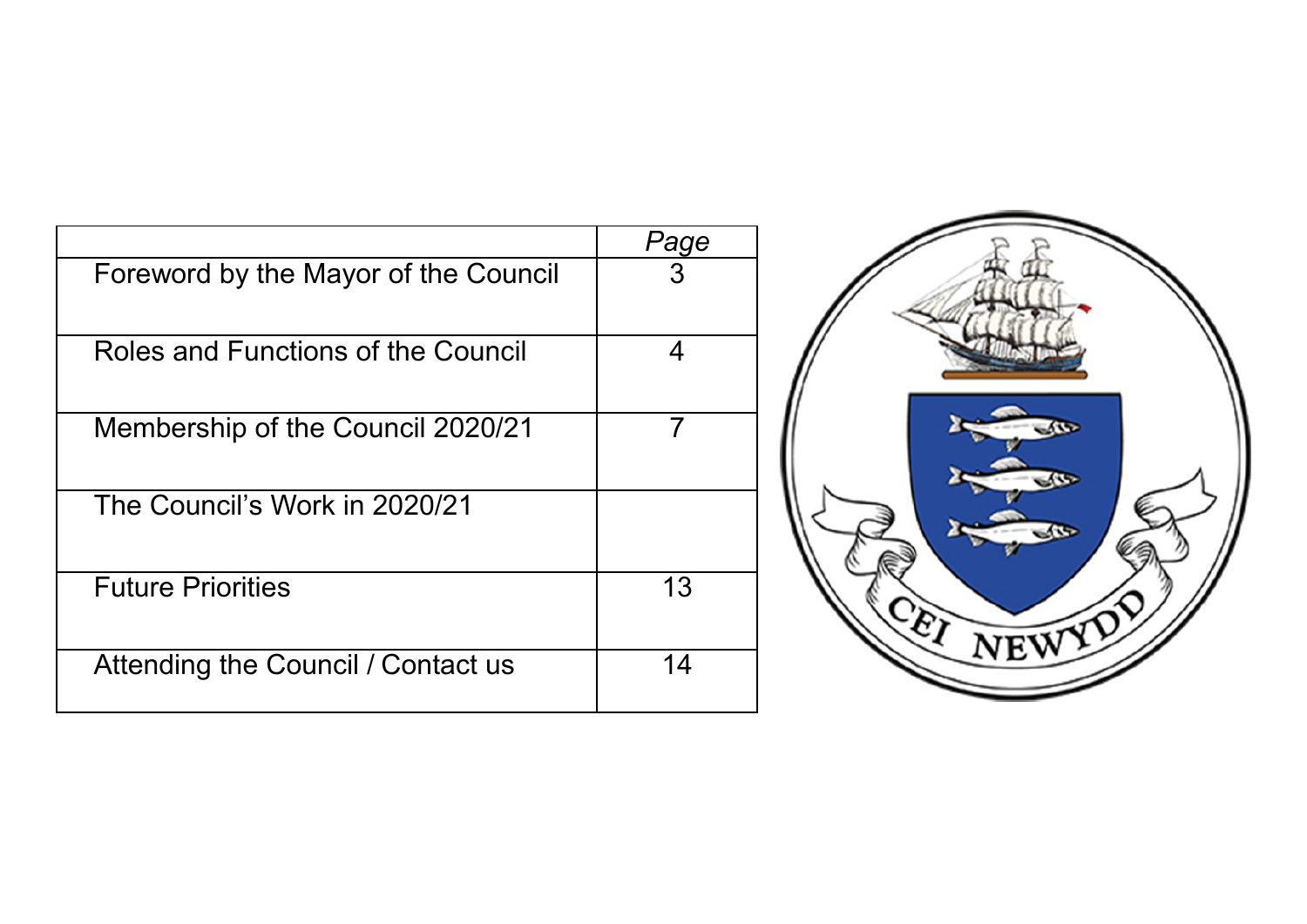| | *Page* |
|---|---|
| Foreword by the Mayor of the Council | 3 |
| Roles and Functions of the Council | 4 |
| Membership of the Council 2020/21 | 7 |
| The Council's Work in 2020/21 | |
| Future Priorities | 13 |
| Attending the Council / Contact us | 14 |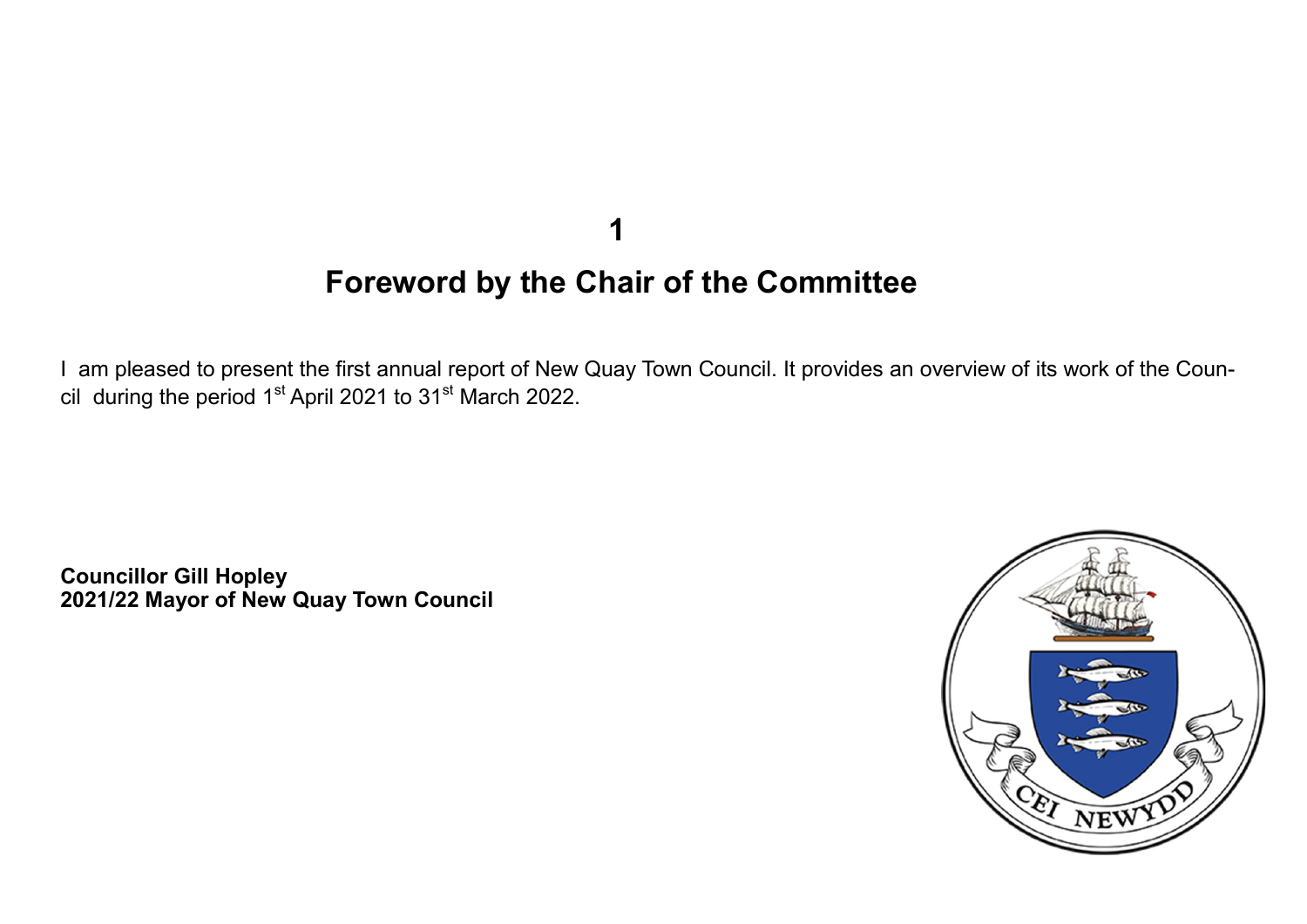# 1

## Foreword by the Chair of the Committee

I am pleased to present the first annual report of New Quay Town Council. It provides an overview of its work of the Council during the period 1st April 2021 to 31st March 2022.

**Councillor Gill Hopley**
**2021/22 Mayor of New Quay Town Council**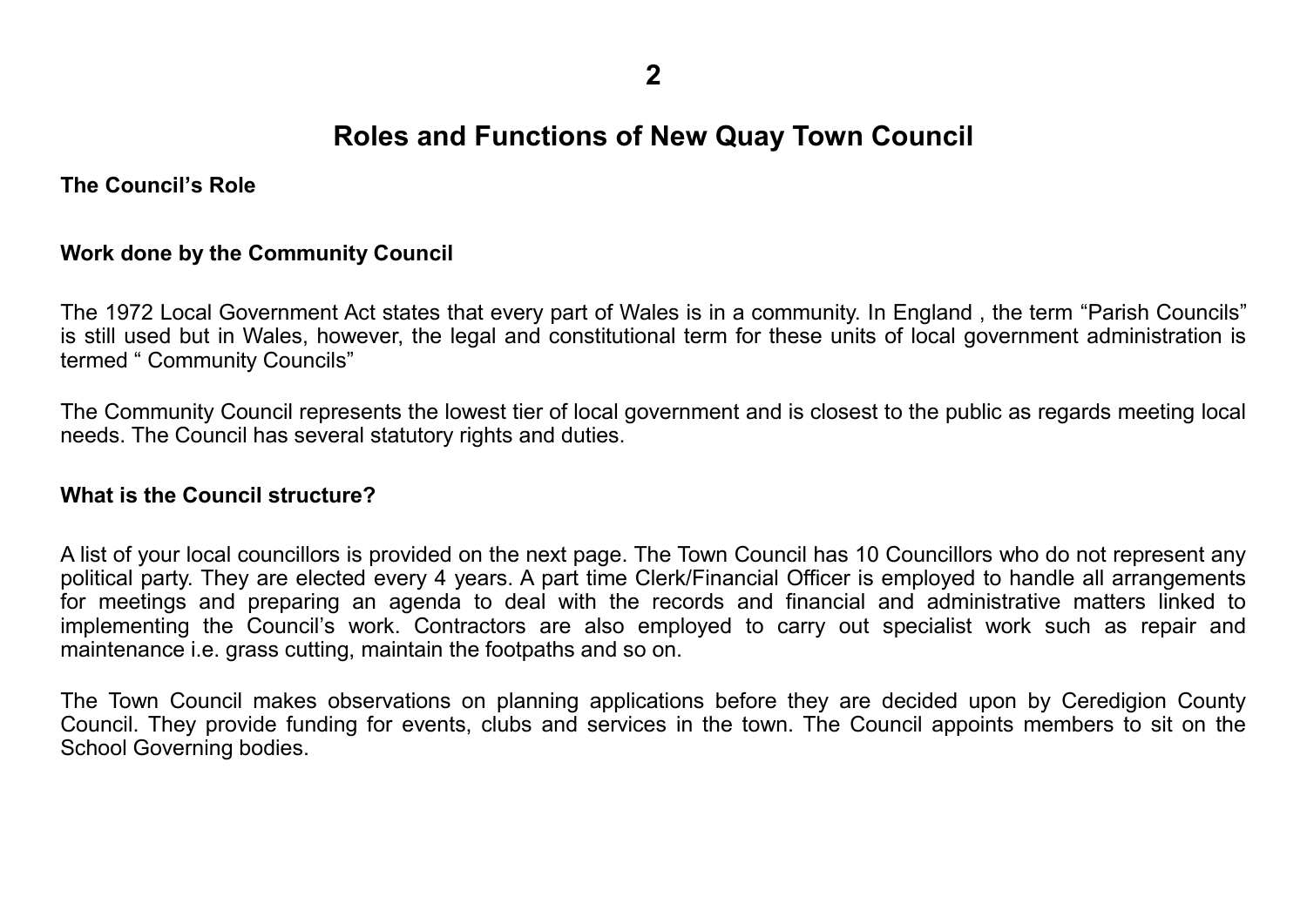# Roles and Functions of New Quay Town Council

**The Council's Role**

**Work done by the Community Council**

The 1972 Local Government Act states that every part of Wales is in a community. In England , the term "Parish Councils" is still used but in Wales, however, the legal and constitutional term for these units of local government administration is termed " Community Councils"

The Community Council represents the lowest tier of local government and is closest to the public as regards meeting local needs. The Council has several statutory rights and duties.

**What is the Council structure?**

A list of your local councillors is provided on the next page. The Town Council has 10 Councillors who do not represent any political party. They are elected every 4 years. A part time Clerk/Financial Officer is employed to handle all arrangements for meetings and preparing an agenda to deal with the records and financial and administrative matters linked to implementing the Council's work. Contractors are also employed to carry out specialist work such as repair and maintenance i.e. grass cutting, maintain the footpaths and so on.

The Town Council makes observations on planning applications before they are decided upon by Ceredigion County Council. They provide funding for events, clubs and services in the town. The Council appoints members to sit on the School Governing bodies.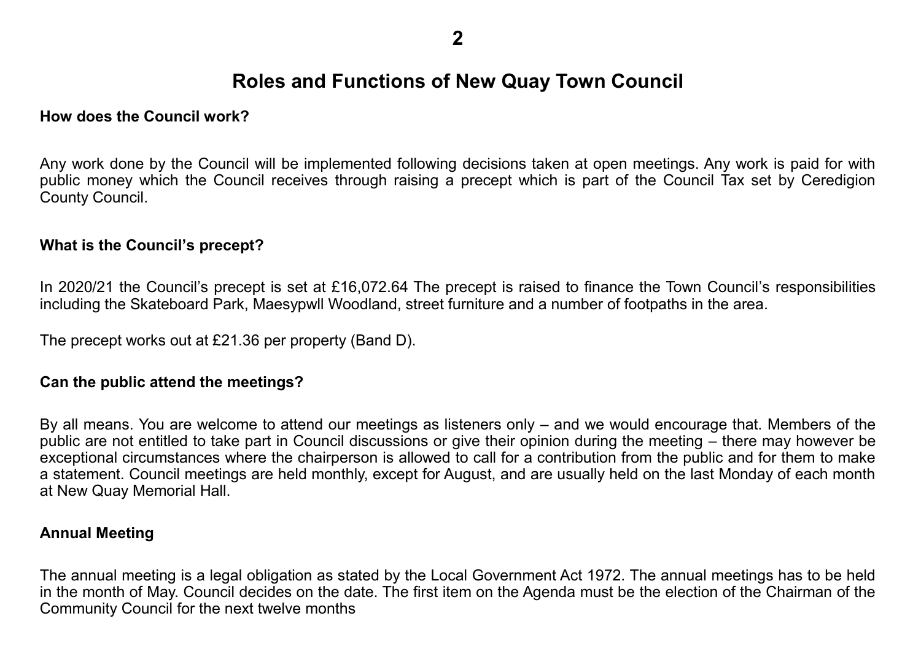# Roles and Functions of New Quay Town Council

**How does the Council work?**

Any work done by the Council will be implemented following decisions taken at open meetings. Any work is paid for with public money which the Council receives through raising a precept which is part of the Council Tax set by Ceredigion County Council.

**What is the Council's precept?**

In 2020/21 the Council's precept is set at £16,072.64 The precept is raised to finance the Town Council's responsibilities including the Skateboard Park, Maesypwll Woodland, street furniture and a number of footpaths in the area.

The precept works out at £21.36 per property (Band D).

**Can the public attend the meetings?**

By all means. You are welcome to attend our meetings as listeners only – and we would encourage that. Members of the public are not entitled to take part in Council discussions or give their opinion during the meeting – there may however be exceptional circumstances where the chairperson is allowed to call for a contribution from the public and for them to make a statement. Council meetings are held monthly, except for August, and are usually held on the last Monday of each month at New Quay Memorial Hall.

**Annual Meeting**

The annual meeting is a legal obligation as stated by the Local Government Act 1972. The annual meetings has to be held in the month of May. Council decides on the date. The first item on the Agenda must be the election of the Chairman of the Community Council for the next twelve months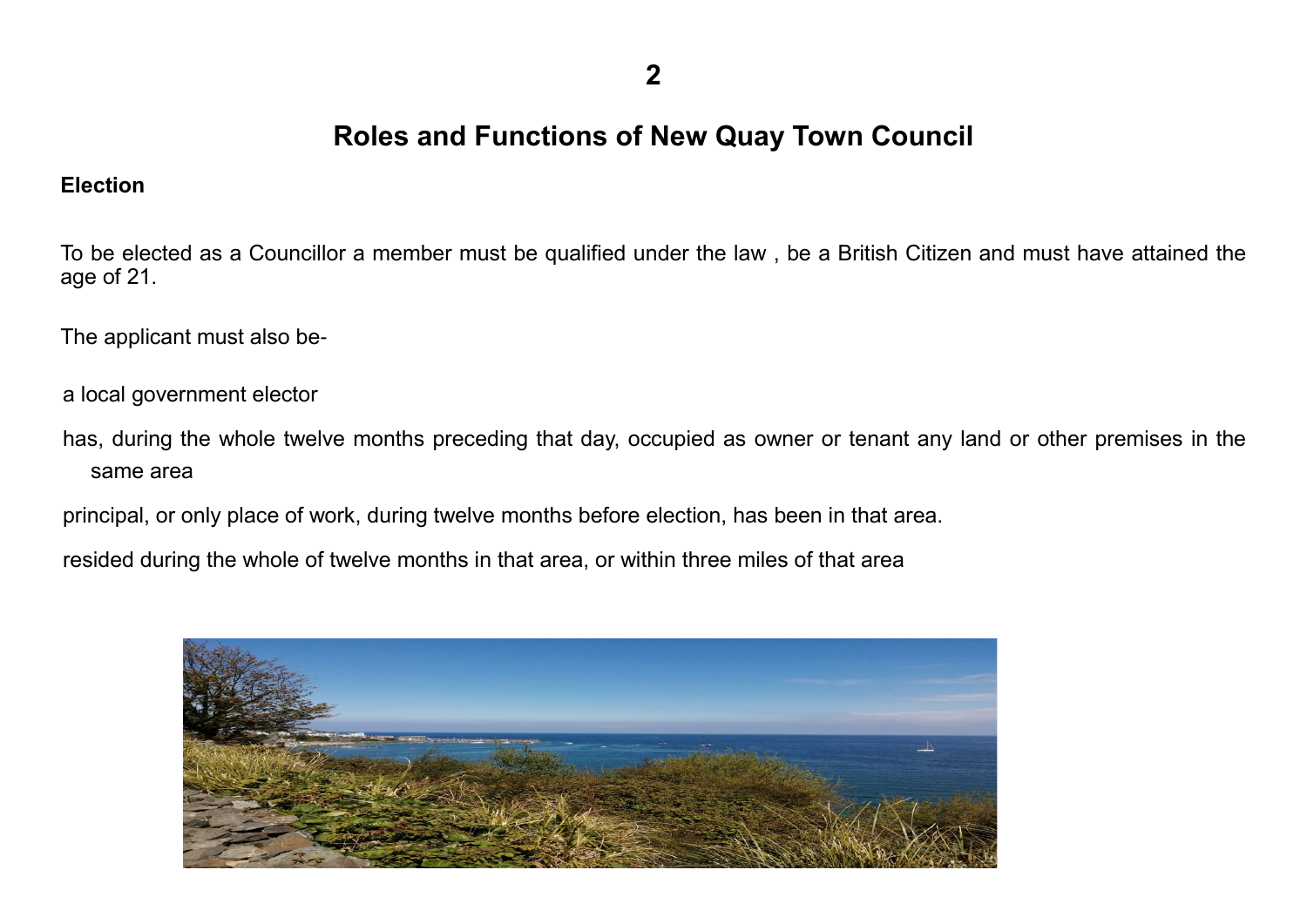# Roles and Functions of New Quay Town Council

## Election

To be elected as a Councillor a member must be qualified under the law , be a British Citizen and must have attained the age of 21.

The applicant must also be-

- a local government elector
- has, during the whole twelve months preceding that day, occupied as owner or tenant any land or other premises in the same area
- principal, or only place of work, during twelve months before election, has been in that area.
- resided during the whole of twelve months in that area, or within three miles of that area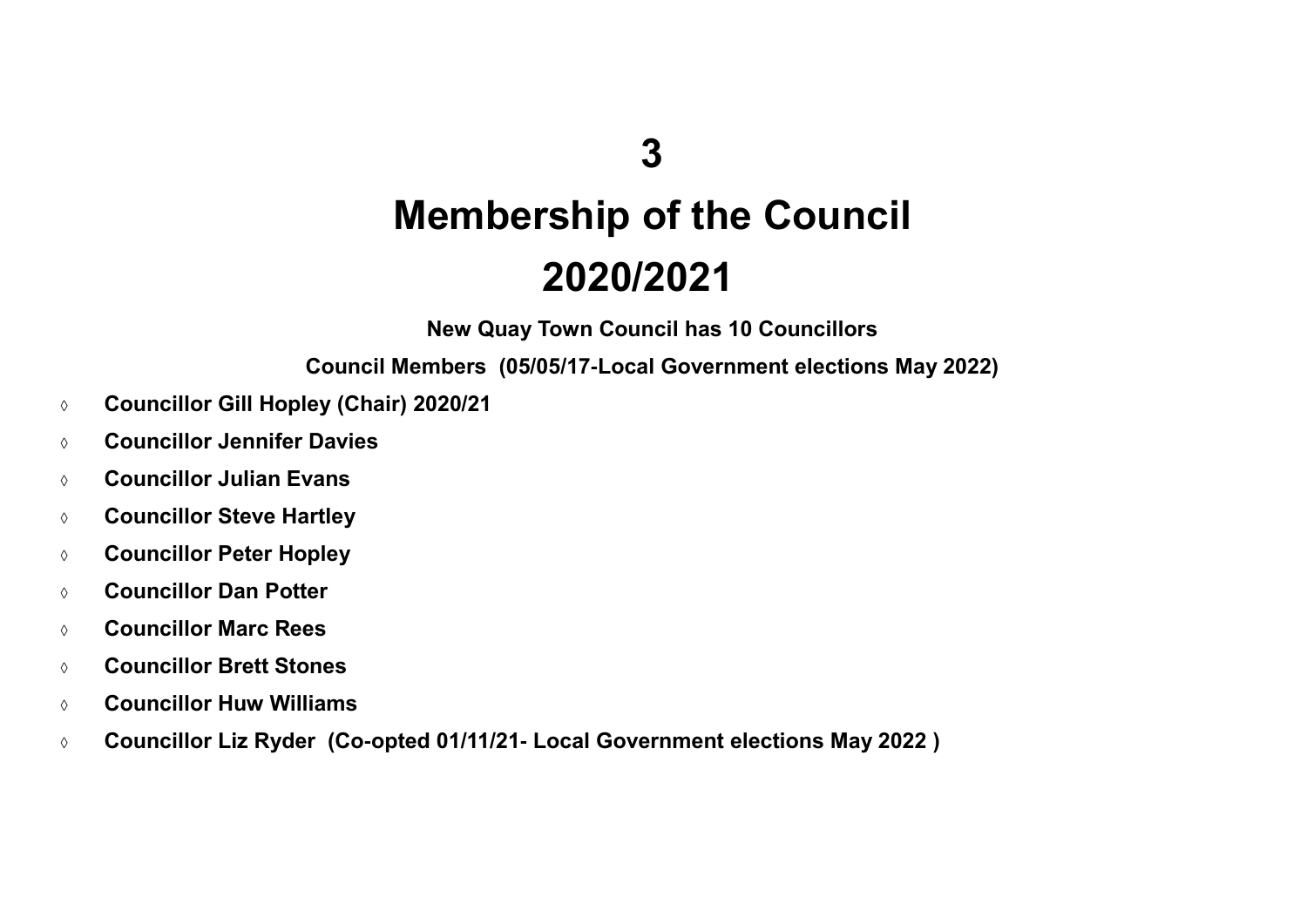# 3

# Membership of the Council 2020/2021

**New Quay Town Council has 10 Councillors**

**Council Members (05/05/17-Local Government elections May 2022)**

- **Councillor Gill Hopley (Chair) 2020/21**
- **Councillor Jennifer Davies**
- **Councillor Julian Evans**
- **Councillor Steve Hartley**
- **Councillor Peter Hopley**
- **Councillor Dan Potter**
- **Councillor Marc Rees**
- **Councillor Brett Stones**
- **Councillor Huw Williams**
- **Councillor Liz Ryder (Co-opted 01/11/21- Local Government elections May 2022 )**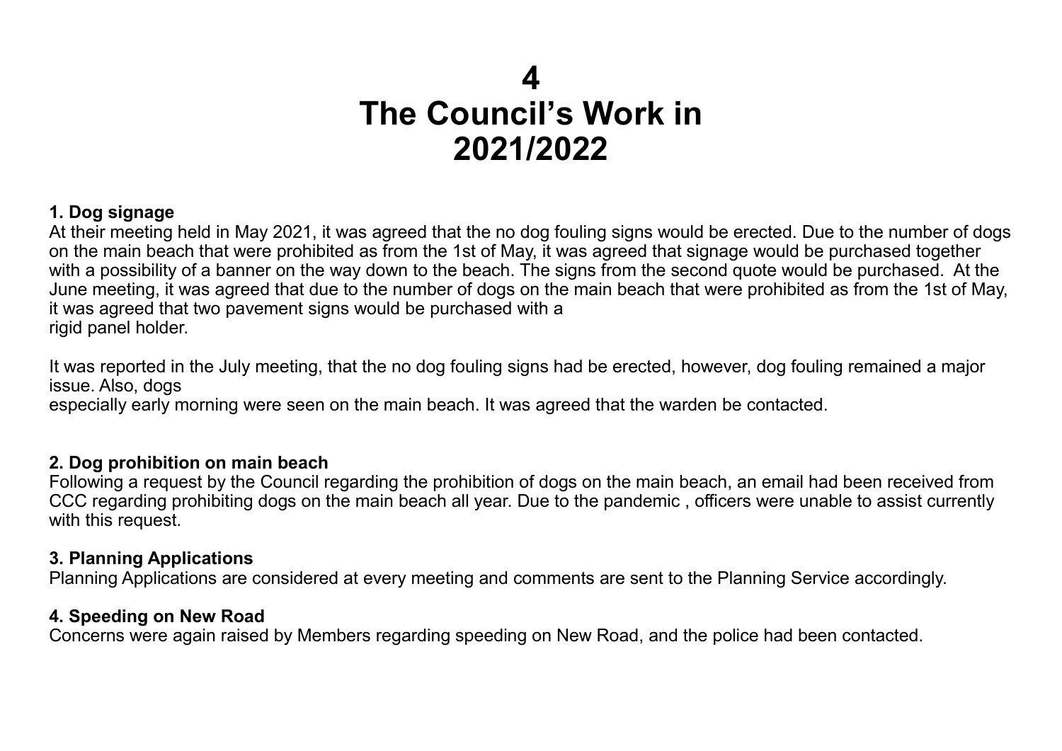# 4
# The Council's Work in 2021/2022

**1. Dog signage**

At their meeting held in May 2021, it was agreed that the no dog fouling signs would be erected. Due to the number of dogs on the main beach that were prohibited as from the 1st of May, it was agreed that signage would be purchased together with a possibility of a banner on the way down to the beach. The signs from the second quote would be purchased. At the June meeting, it was agreed that due to the number of dogs on the main beach that were prohibited as from the 1st of May, it was agreed that two pavement signs would be purchased with a rigid panel holder.

It was reported in the July meeting, that the no dog fouling signs had be erected, however, dog fouling remained a major issue. Also, dogs especially early morning were seen on the main beach. It was agreed that the warden be contacted.

**2. Dog prohibition on main beach**

Following a request by the Council regarding the prohibition of dogs on the main beach, an email had been received from CCC regarding prohibiting dogs on the main beach all year. Due to the pandemic , officers were unable to assist currently with this request.

**3. Planning Applications**

Planning Applications are considered at every meeting and comments are sent to the Planning Service accordingly.

**4. Speeding on New Road**

Concerns were again raised by Members regarding speeding on New Road, and the police had been contacted.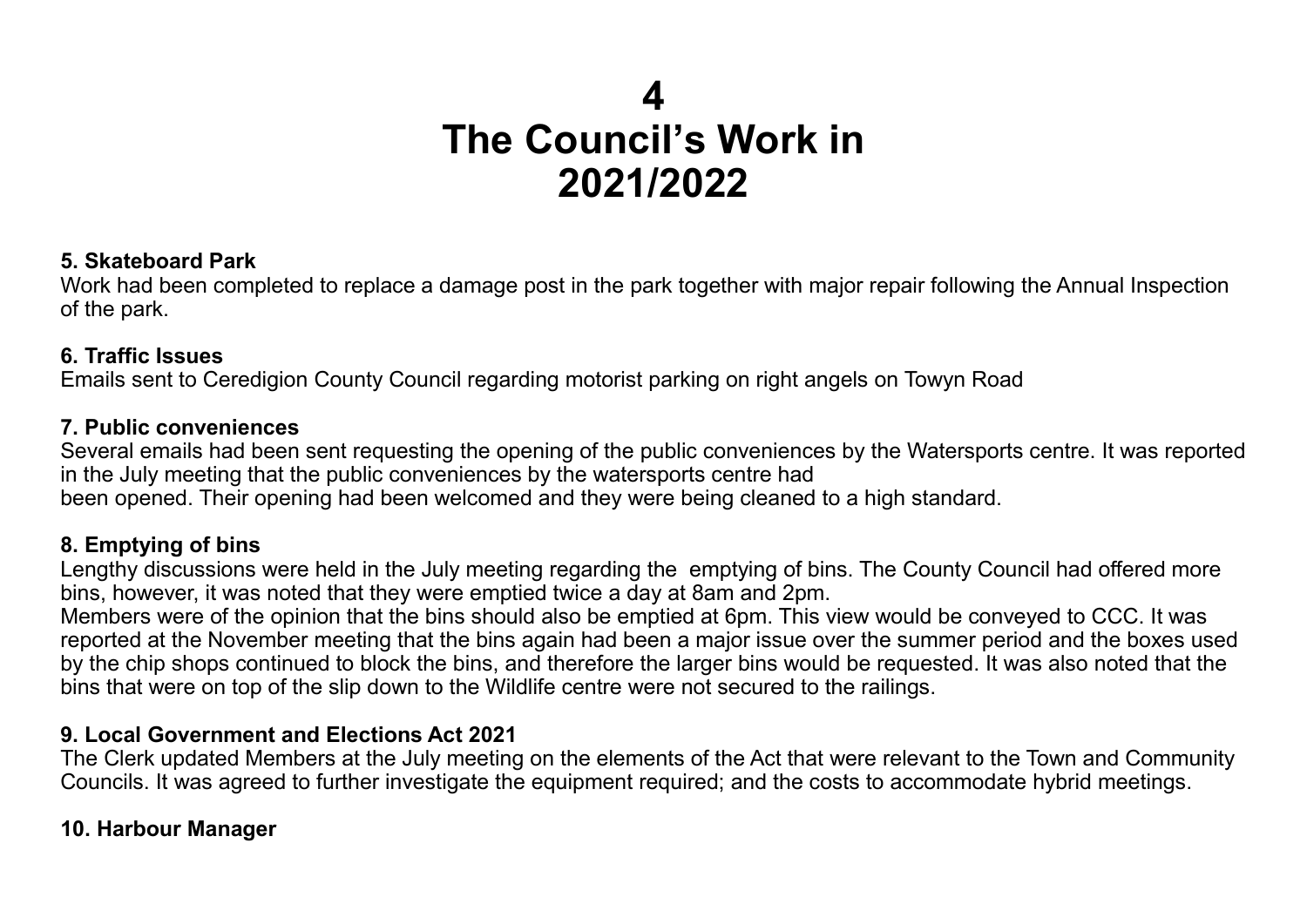# 4
# The Council's Work in 2021/2022

**5. Skateboard Park**
Work had been completed to replace a damage post in the park together with major repair following the Annual Inspection of the park.

**6. Traffic Issues**
Emails sent to Ceredigion County Council regarding motorist parking on right angels on Towyn Road

**7. Public conveniences**
Several emails had been sent requesting the opening of the public conveniences by the Watersports centre. It was reported in the July meeting that the public conveniences by the watersports centre had been opened. Their opening had been welcomed and they were being cleaned to a high standard.

**8. Emptying of bins**
Lengthy discussions were held in the July meeting regarding the emptying of bins. The County Council had offered more bins, however, it was noted that they were emptied twice a day at 8am and 2pm.
Members were of the opinion that the bins should also be emptied at 6pm. This view would be conveyed to CCC. It was reported at the November meeting that the bins again had been a major issue over the summer period and the boxes used by the chip shops continued to block the bins, and therefore the larger bins would be requested. It was also noted that the bins that were on top of the slip down to the Wildlife centre were not secured to the railings.

**9. Local Government and Elections Act 2021**
The Clerk updated Members at the July meeting on the elements of the Act that were relevant to the Town and Community Councils. It was agreed to further investigate the equipment required; and the costs to accommodate hybrid meetings.

**10. Harbour Manager**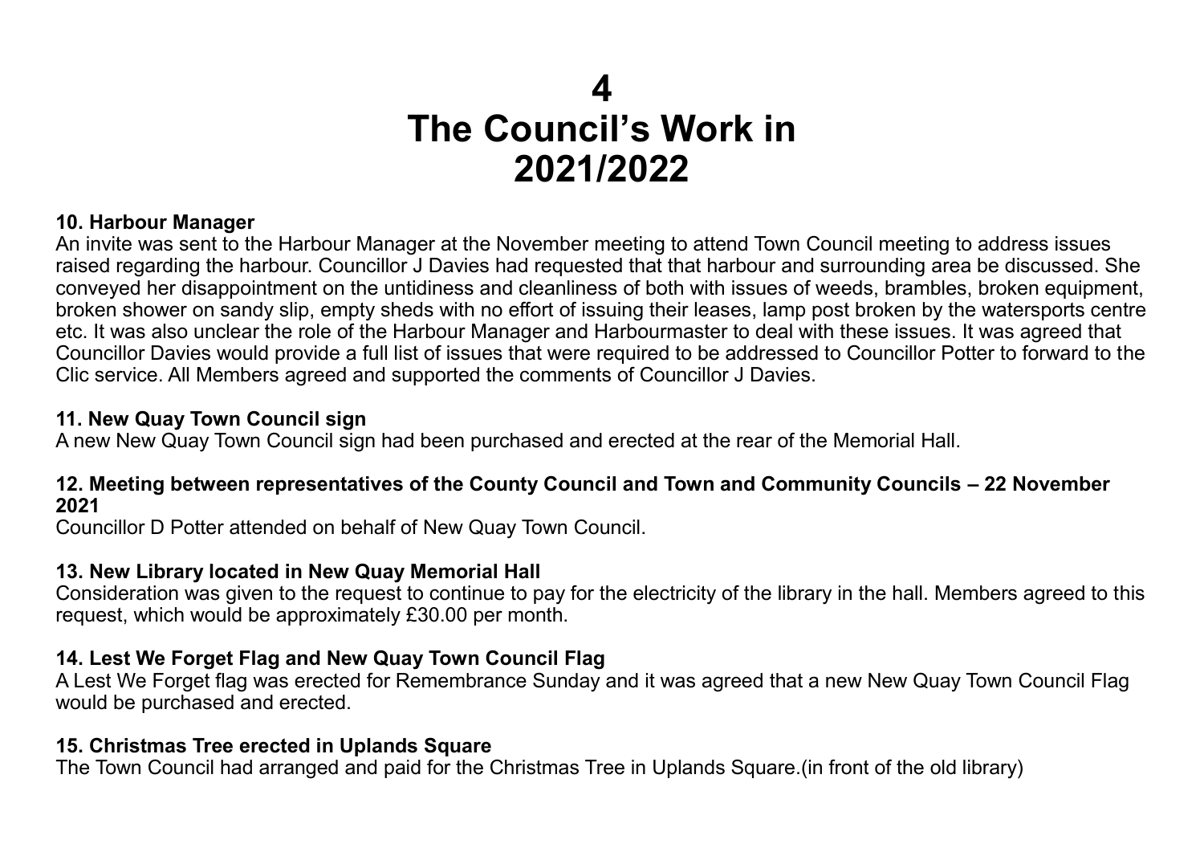# 4 The Council's Work in 2021/2022

**10. Harbour Manager**

An invite was sent to the Harbour Manager at the November meeting to attend Town Council meeting to address issues raised regarding the harbour. Councillor J Davies had requested that that harbour and surrounding area be discussed. She conveyed her disappointment on the untidiness and cleanliness of both with issues of weeds, brambles, broken equipment, broken shower on sandy slip, empty sheds with no effort of issuing their leases, lamp post broken by the watersports centre etc. It was also unclear the role of the Harbour Manager and Harbourmaster to deal with these issues. It was agreed that Councillor Davies would provide a full list of issues that were required to be addressed to Councillor Potter to forward to the Clic service. All Members agreed and supported the comments of Councillor J Davies.

**11. New Quay Town Council sign**

A new New Quay Town Council sign had been purchased and erected at the rear of the Memorial Hall.

**12. Meeting between representatives of the County Council and Town and Community Councils – 22 November 2021**

Councillor D Potter attended on behalf of New Quay Town Council.

**13. New Library located in New Quay Memorial Hall**

Consideration was given to the request to continue to pay for the electricity of the library in the hall. Members agreed to this request, which would be approximately £30.00 per month.

**14. Lest We Forget Flag and New Quay Town Council Flag**

A Lest We Forget flag was erected for Remembrance Sunday and it was agreed that a new New Quay Town Council Flag would be purchased and erected.

**15. Christmas Tree erected in Uplands Square**

The Town Council had arranged and paid for the Christmas Tree in Uplands Square.(in front of the old library)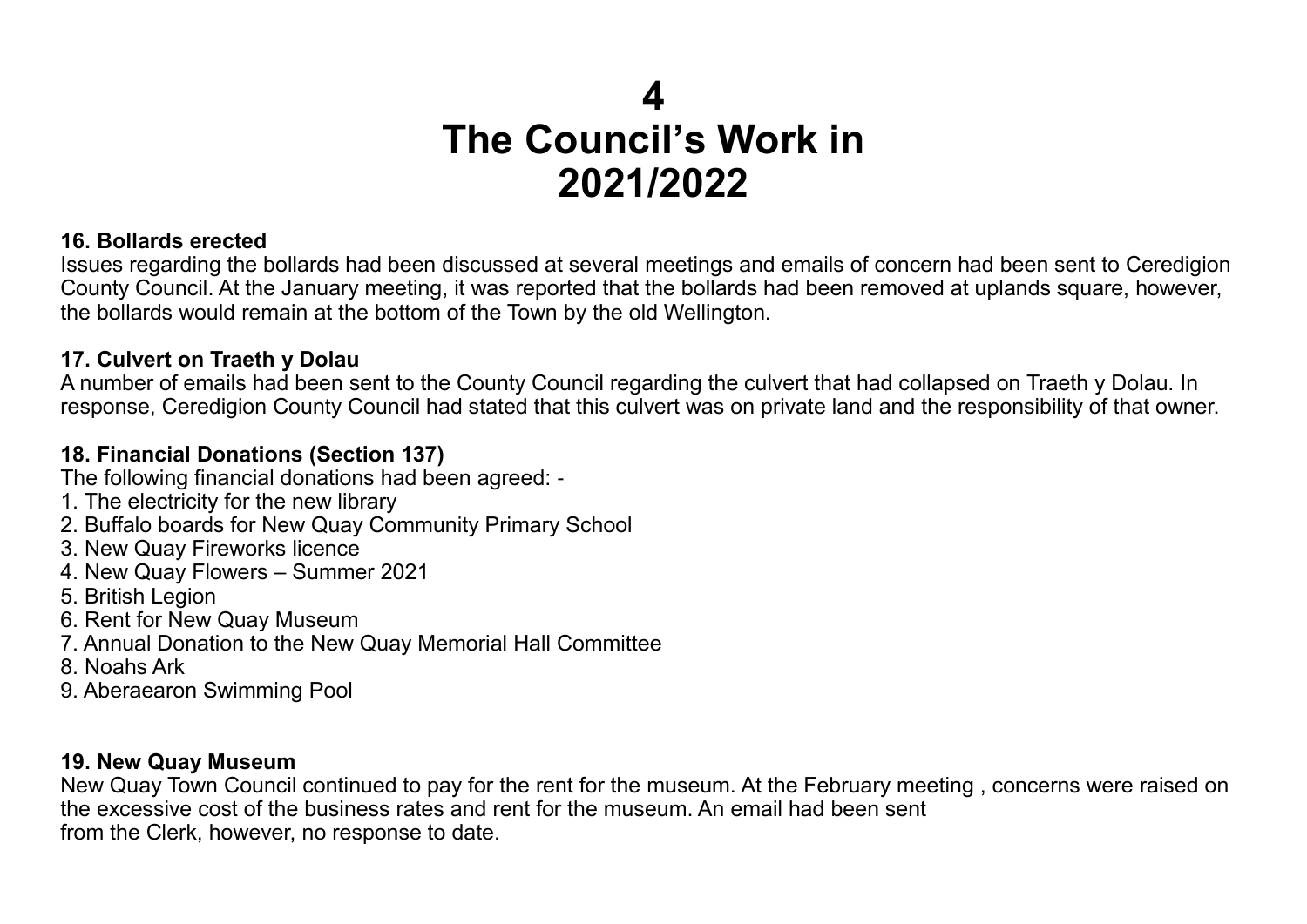# 4
# The Council's Work in 2021/2022

**16. Bollards erected**

Issues regarding the bollards had been discussed at several meetings and emails of concern had been sent to Ceredigion County Council. At the January meeting, it was reported that the bollards had been removed at uplands square, however, the bollards would remain at the bottom of the Town by the old Wellington.

**17. Culvert on Traeth y Dolau**

A number of emails had been sent to the County Council regarding the culvert that had collapsed on Traeth y Dolau. In response, Ceredigion County Council had stated that this culvert was on private land and the responsibility of that owner.

**18. Financial Donations (Section 137)**

The following financial donations had been agreed: -

1. The electricity for the new library
2. Buffalo boards for New Quay Community Primary School
3. New Quay Fireworks licence
4. New Quay Flowers – Summer 2021
5. British Legion
6. Rent for New Quay Museum
7. Annual Donation to the New Quay Memorial Hall Committee
8. Noahs Ark
9. Aberaearon Swimming Pool

**19. New Quay Museum**

New Quay Town Council continued to pay for the rent for the museum. At the February meeting , concerns were raised on the excessive cost of the business rates and rent for the museum. An email had been sent from the Clerk, however, no response to date.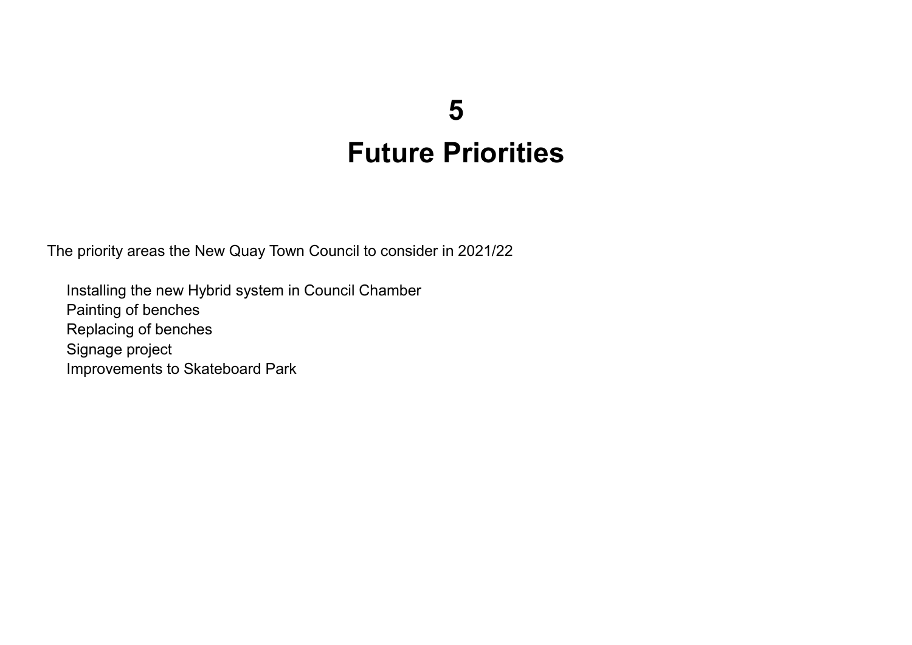# 5

# Future Priorities

The priority areas the New Quay Town Council to consider in 2021/22

- Installing the new Hybrid system in Council Chamber
- Painting of benches
- Replacing of benches
- Signage project
- Improvements to Skateboard Park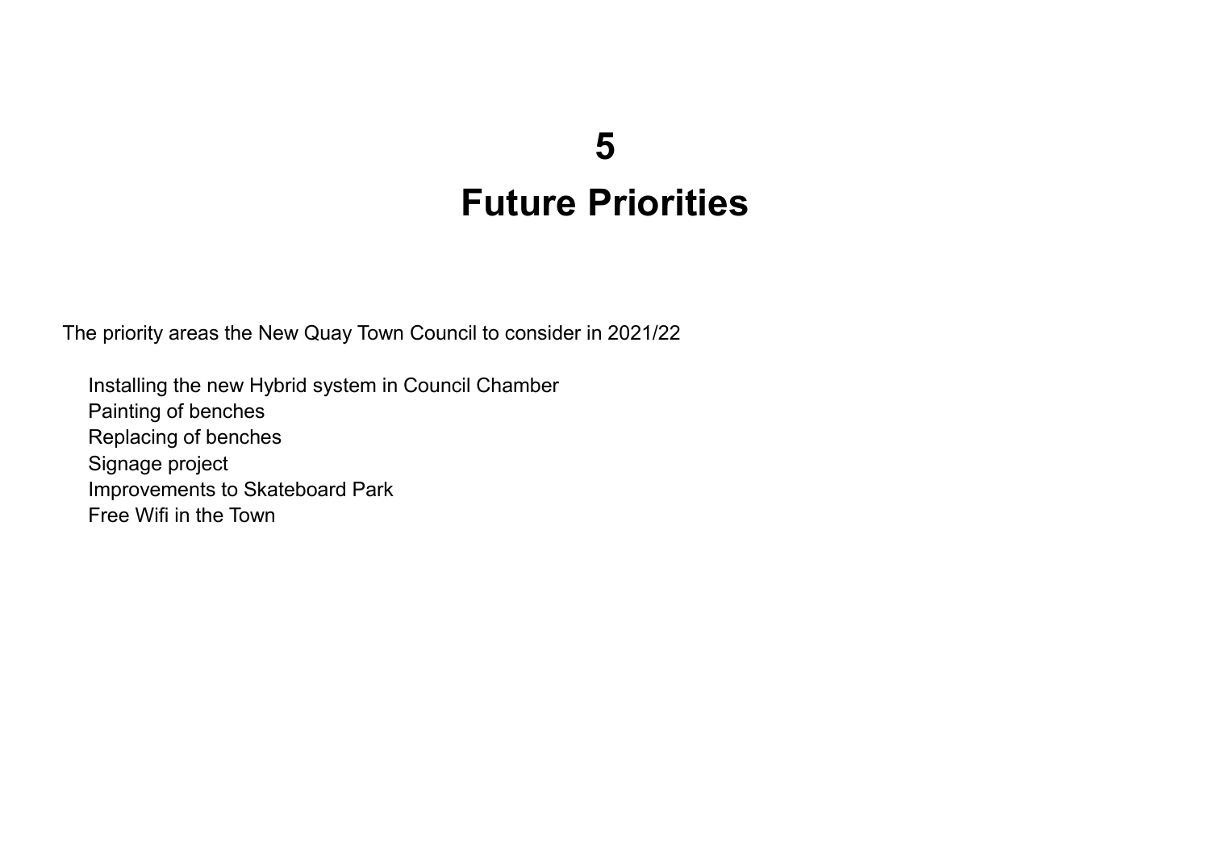# 5

# Future Priorities

The priority areas the New Quay Town Council to consider in 2021/22

- Installing the new Hybrid system in Council Chamber
- Painting of benches
- Replacing of benches
- Signage project
- Improvements to Skateboard Park
- Free Wifi in the Town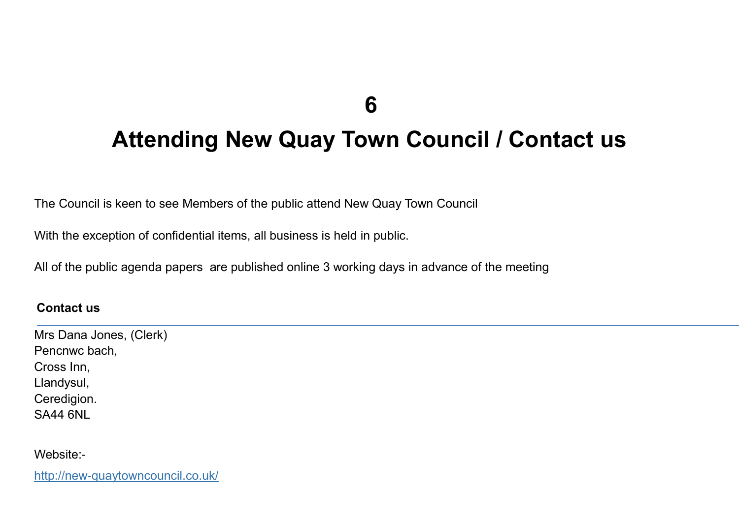# 6

# Attending New Quay Town Council / Contact us

The Council is keen to see Members of the public attend New Quay Town Council

With the exception of confidential items, all business is held in public.

All of the public agenda papers are published online 3 working days in advance of the meeting

**Contact us**

Mrs Dana Jones, (Clerk)
Pencnwc bach,
Cross Inn,
Llandysul,
Ceredigion.
SA44 6NL

Website:-

http://new-quaytowncouncil.co.uk/